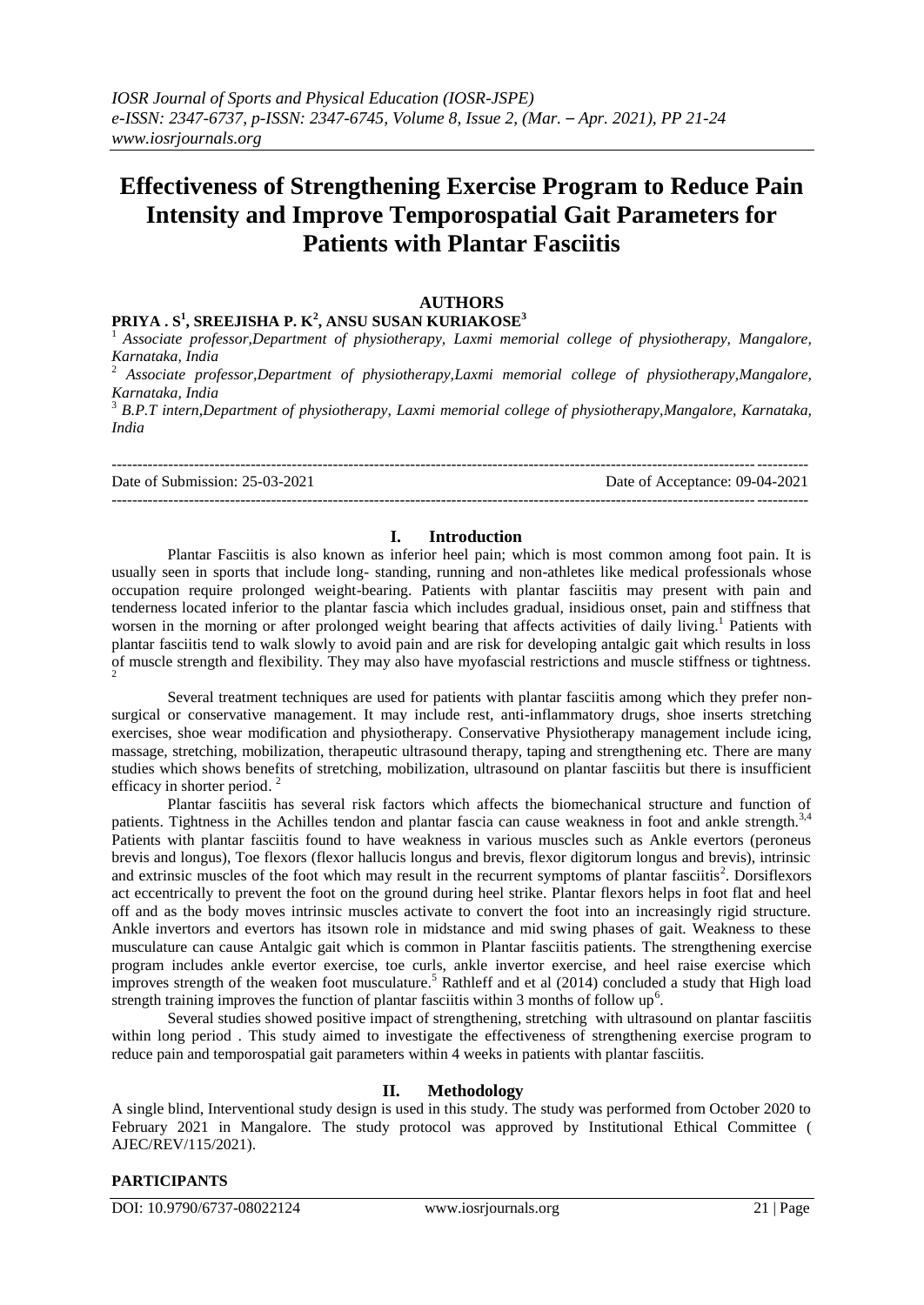# Effectiveness of Strengthening Exercise Program to Reduce Pain Intensity and Improve Temporospatial Gait Parameters for Patients with Plantar Fasciitis

**AUTHORS**

**PRIYA . S[1], SREEJISHA P. K[2], ANSU SUSAN KURIAKOSE[3]**

[1] *Associate professor,Department of physiotherapy, Laxmi memorial college of physiotherapy, Mangalore, Karnataka, India*

[2] *Associate professor,Department of physiotherapy,Laxmi memorial college of physiotherapy,Mangalore, Karnataka, India*

[3] *B.P.T intern,Department of physiotherapy, Laxmi memorial college of physiotherapy,Mangalore, Karnataka, India*

---

Date of Submission: 25-03-2021 Date of Acceptance: 09-04-2021

---

## I. Introduction

Plantar Fasciitis is also known as inferior heel pain; which is most common among foot pain. It is usually seen in sports that include long- standing, running and non-athletes like medical professionals whose occupation require prolonged weight-bearing. Patients with plantar fasciitis may present with pain and tenderness located inferior to the plantar fascia which includes gradual, insidious onset, pain and stiffness that worsen in the morning or after prolonged weight bearing that affects activities of daily living.[1] Patients with plantar fasciitis tend to walk slowly to avoid pain and are risk for developing antalgic gait which results in loss of muscle strength and flexibility. They may also have myofascial restrictions and muscle stiffness or tightness.[2]

Several treatment techniques are used for patients with plantar fasciitis among which they prefer non-surgical or conservative management. It may include rest, anti-inflammatory drugs, shoe inserts stretching exercises, shoe wear modification and physiotherapy. Conservative Physiotherapy management include icing, massage, stretching, mobilization, therapeutic ultrasound therapy, taping and strengthening etc. There are many studies which shows benefits of stretching, mobilization, ultrasound on plantar fasciitis but there is insufficient efficacy in shorter period. [2]

Plantar fasciitis has several risk factors which affects the biomechanical structure and function of patients. Tightness in the Achilles tendon and plantar fascia can cause weakness in foot and ankle strength.[3,4] Patients with plantar fasciitis found to have weakness in various muscles such as Ankle evertors (peroneus brevis and longus), Toe flexors (flexor hallucis longus and brevis, flexor digitorum longus and brevis), intrinsic and extrinsic muscles of the foot which may result in the recurrent symptoms of plantar fasciitis[2]. Dorsiflexors act eccentrically to prevent the foot on the ground during heel strike. Plantar flexors helps in foot flat and heel off and as the body moves intrinsic muscles activate to convert the foot into an increasingly rigid structure. Ankle invertors and evertors has itsown role in midstance and mid swing phases of gait. Weakness to these musculature can cause Antalgic gait which is common in Plantar fasciitis patients. The strengthening exercise program includes ankle evertor exercise, toe curls, ankle invertor exercise, and heel raise exercise which improves strength of the weaken foot musculature.[5] Rathleff and et al (2014) concluded a study that High load strength training improves the function of plantar fasciitis within 3 months of follow up[6].

Several studies showed positive impact of strengthening, stretching with ultrasound on plantar fasciitis within long period . This study aimed to investigate the effectiveness of strengthening exercise program to reduce pain and temporospatial gait parameters within 4 weeks in patients with plantar fasciitis.

## II. Methodology

A single blind, Interventional study design is used in this study. The study was performed from October 2020 to February 2021 in Mangalore. The study protocol was approved by Institutional Ethical Committee ( AJEC/REV/115/2021).

### PARTICIPANTS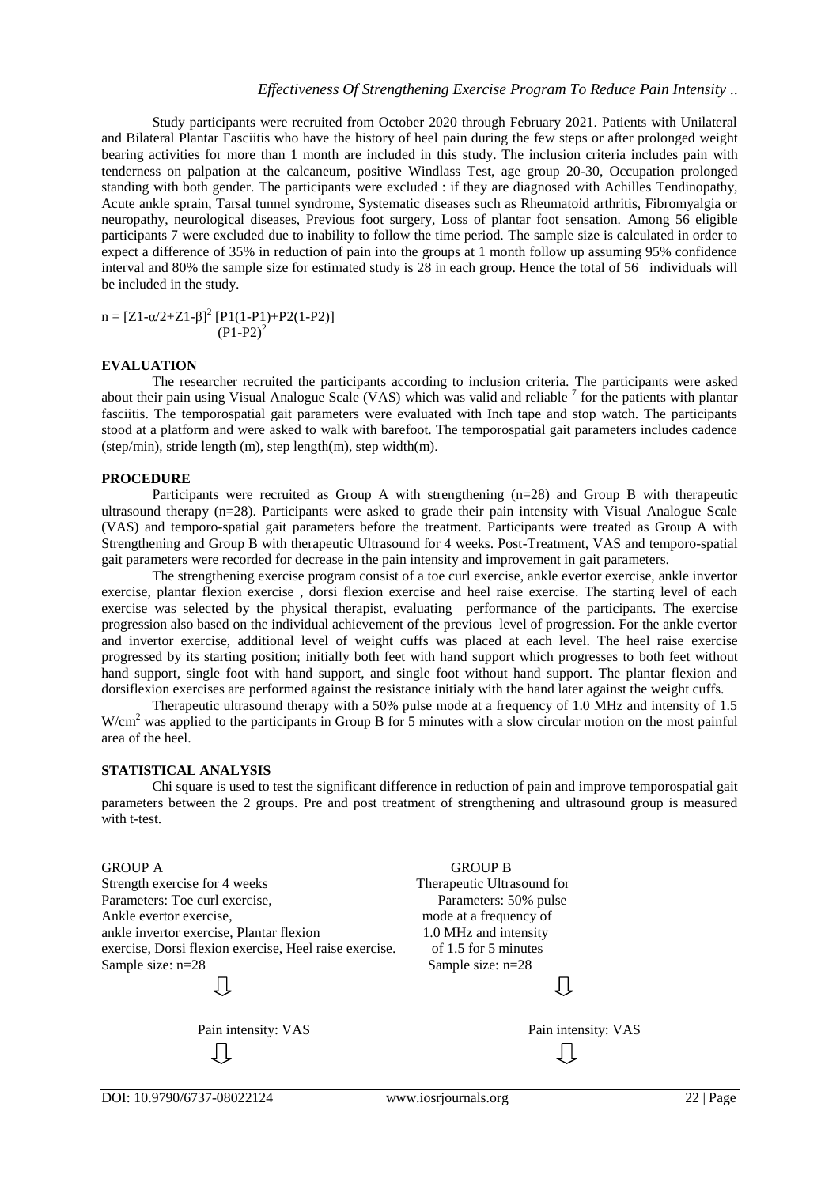Study participants were recruited from October 2020 through February 2021. Patients with Unilateral and Bilateral Plantar Fasciitis who have the history of heel pain during the few steps or after prolonged weight bearing activities for more than 1 month are included in this study. The inclusion criteria includes pain with tenderness on palpation at the calcaneum, positive Windlass Test, age group 20-30, Occupation prolonged standing with both gender. The participants were excluded : if they are diagnosed with Achilles Tendinopathy, Acute ankle sprain, Tarsal tunnel syndrome, Systematic diseases such as Rheumatoid arthritis, Fibromyalgia or neuropathy, neurological diseases, Previous foot surgery, Loss of plantar foot sensation. Among 56 eligible participants 7 were excluded due to inability to follow the time period. The sample size is calculated in order to expect a difference of 35% in reduction of pain into the groups at 1 month follow up assuming 95% confidence interval and 80% the sample size for estimated study is 28 in each group. Hence the total of 56 individuals will be included in the study.

$$n = \frac{[Z_{1-\alpha/2}+Z_{1-\beta}]^2 \, [P1(1-P1)+P2(1-P2)]}{(P1-P2)^2}$$

### EVALUATION

The researcher recruited the participants according to inclusion criteria. The participants were asked about their pain using Visual Analogue Scale (VAS) which was valid and reliable [7] for the patients with plantar fasciitis. The temporospatial gait parameters were evaluated with Inch tape and stop watch. The participants stood at a platform and were asked to walk with barefoot. The temporospatial gait parameters includes cadence (step/min), stride length (m), step length(m), step width(m).

### PROCEDURE

Participants were recruited as Group A with strengthening (n=28) and Group B with therapeutic ultrasound therapy (n=28). Participants were asked to grade their pain intensity with Visual Analogue Scale (VAS) and temporo-spatial gait parameters before the treatment. Participants were treated as Group A with Strengthening and Group B with therapeutic Ultrasound for 4 weeks. Post-Treatment, VAS and temporo-spatial gait parameters were recorded for decrease in the pain intensity and improvement in gait parameters.

The strengthening exercise program consist of a toe curl exercise, ankle evertor exercise, ankle invertor exercise, plantar flexion exercise , dorsi flexion exercise and heel raise exercise. The starting level of each exercise was selected by the physical therapist, evaluating performance of the participants. The exercise progression also based on the individual achievement of the previous level of progression. For the ankle evertor and invertor exercise, additional level of weight cuffs was placed at each level. The heel raise exercise progressed by its starting position; initially both feet with hand support which progresses to both feet without hand support, single foot with hand support, and single foot without hand support. The plantar flexion and dorsiflexion exercises are performed against the resistance initialy with the hand later against the weight cuffs.

Therapeutic ultrasound therapy with a 50% pulse mode at a frequency of 1.0 MHz and intensity of 1.5 $W/cm^2$ was applied to the participants in Group B for 5 minutes with a slow circular motion on the most painful area of the heel.

### STATISTICAL ANALYSIS

Chi square is used to test the significant difference in reduction of pain and improve temporospatial gait parameters between the 2 groups. Pre and post treatment of strengthening and ultrasound group is measured with t-test.

| GROUP A | GROUP B |
|---|---|
| Strength exercise for 4 weeks<br>Parameters: Toe curl exercise, Ankle evertor exercise, ankle invertor exercise, Plantar flexion exercise, Dorsi flexion exercise, Heel raise exercise.<br>Sample size: n=28 | Therapeutic Ultrasound for<br>Parameters: 50% pulse mode at a frequency of 1.0 MHz and intensity of 1.5 for 5 minutes<br>Sample size: n=28 |
| ⇩ | ⇩ |
| Pain intensity: VAS | Pain intensity: VAS |
| ⇩ | ⇩ |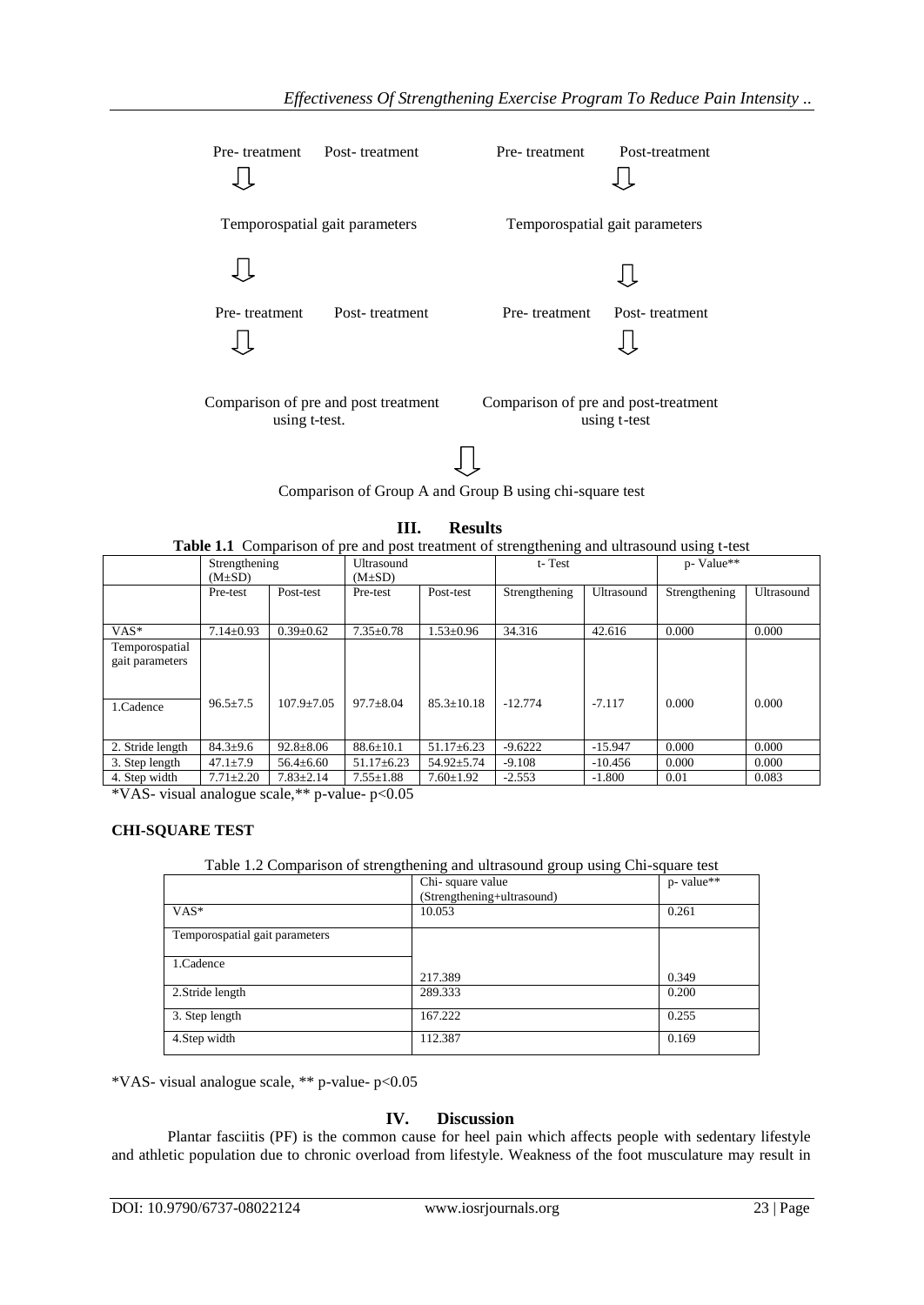Pre- treatment Post- treatment Pre- treatment Post-treatment

⇩ ⇩

Temporospatial gait parameters Temporospatial gait parameters

⇩ ⇩

Pre- treatment Post- treatment Pre- treatment Post- treatment

⇩ ⇩

Comparison of pre and post treatment using t-test. Comparison of pre and post-treatment using t-test

⇩

Comparison of Group A and Group B using chi-square test

## III. Results

**Table 1.1** Comparison of pre and post treatment of strengthening and ultrasound using t-test

| | Strengthening (M±SD) | | Ultrasound (M±SD) | | t- Test | | p- Value** | |
|---|---|---|---|---|---|---|---|---|
| | Pre-test | Post-test | Pre-test | Post-test | Strengthening | Ultrasound | Strengthening | Ultrasound |
| VAS* | 7.14±0.93 | 0.39±0.62 | 7.35±0.78 | 1.53±0.96 | 34.316 | 42.616 | 0.000 | 0.000 |
| Temporospatial gait parameters | | | | | | | | |
| 1.Cadence | 96.5±7.5 | 107.9±7.05 | 97.7±8.04 | 85.3±10.18 | -12.774 | -7.117 | 0.000 | 0.000 |
| 2. Stride length | 84.3±9.6 | 92.8±8.06 | 88.6±10.1 | 51.17±6.23 | -9.6222 | -15.947 | 0.000 | 0.000 |
| 3. Step length | 47.1±7.9 | 56.4±6.60 | 51.17±6.23 | 54.92±5.74 | -9.108 | -10.456 | 0.000 | 0.000 |
| 4. Step width | 7.71±2.20 | 7.83±2.14 | 7.55±1.88 | 7.60±1.92 | -2.553 | -1.800 | 0.01 | 0.083 |

*VAS- visual analogue scale,** p-value- $p<0.05$

**CHI-SQUARE TEST**

Table 1.2 Comparison of strengthening and ultrasound group using Chi-square test

| | Chi- square value (Strengthening+ultrasound) | p- value** |
|---|---|---|
| VAS* | 10.053 | 0.261 |
| Temporospatial gait parameters | | |
| 1.Cadence | 217.389 | 0.349 |
| 2.Stride length | 289.333 | 0.200 |
| 3. Step length | 167.222 | 0.255 |
| 4.Step width | 112.387 | 0.169 |

*VAS- visual analogue scale, ** p-value- $p<0.05$

## IV. Discussion

Plantar fasciitis (PF) is the common cause for heel pain which affects people with sedentary lifestyle and athletic population due to chronic overload from lifestyle. Weakness of the foot musculature may result in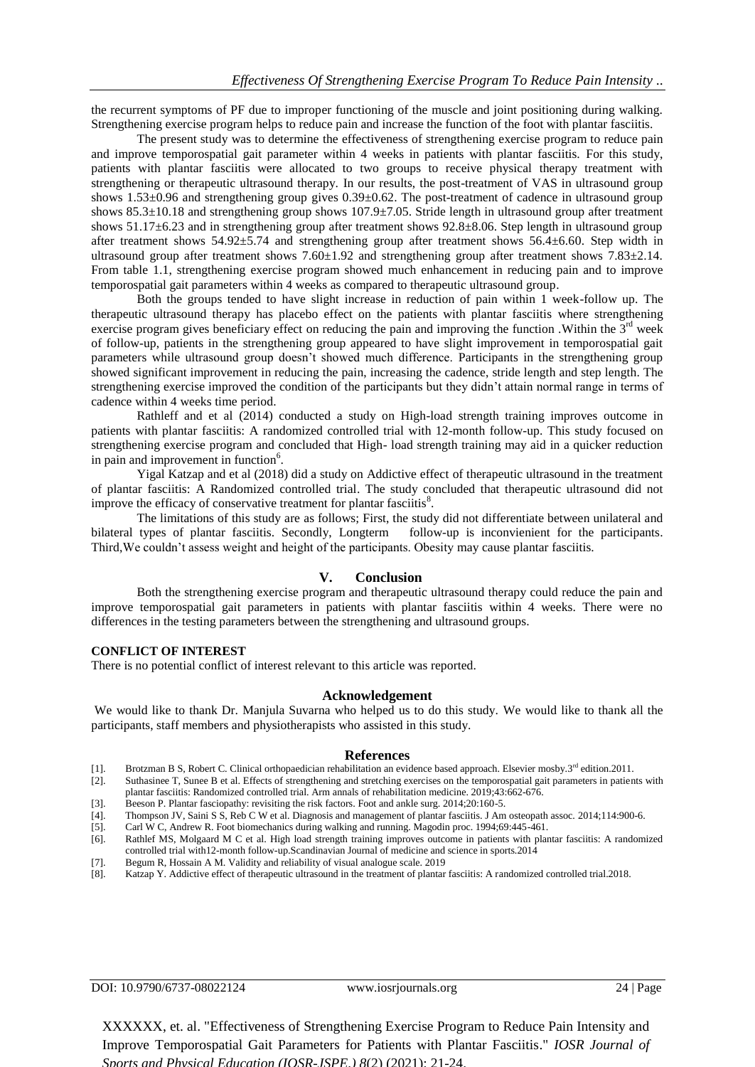the recurrent symptoms of PF due to improper functioning of the muscle and joint positioning during walking. Strengthening exercise program helps to reduce pain and increase the function of the foot with plantar fasciitis.

The present study was to determine the effectiveness of strengthening exercise program to reduce pain and improve temporospatial gait parameter within 4 weeks in patients with plantar fasciitis. For this study, patients with plantar fasciitis were allocated to two groups to receive physical therapy treatment with strengthening or therapeutic ultrasound therapy. In our results, the post-treatment of VAS in ultrasound group shows 1.53±0.96 and strengthening group gives 0.39±0.62. The post-treatment of cadence in ultrasound group shows 85.3±10.18 and strengthening group shows 107.9±7.05. Stride length in ultrasound group after treatment shows 51.17±6.23 and in strengthening group after treatment shows 92.8±8.06. Step length in ultrasound group after treatment shows 54.92±5.74 and strengthening group after treatment shows 56.4±6.60. Step width in ultrasound group after treatment shows 7.60±1.92 and strengthening group after treatment shows 7.83±2.14. From table 1.1, strengthening exercise program showed much enhancement in reducing pain and to improve temporospatial gait parameters within 4 weeks as compared to therapeutic ultrasound group.

Both the groups tended to have slight increase in reduction of pain within 1 week-follow up. The therapeutic ultrasound therapy has placebo effect on the patients with plantar fasciitis where strengthening exercise program gives beneficiary effect on reducing the pain and improving the function .Within the 3rd week of follow-up, patients in the strengthening group appeared to have slight improvement in temporospatial gait parameters while ultrasound group doesn't showed much difference. Participants in the strengthening group showed significant improvement in reducing the pain, increasing the cadence, stride length and step length. The strengthening exercise improved the condition of the participants but they didn't attain normal range in terms of cadence within 4 weeks time period.

Rathleff and et al (2014) conducted a study on High-load strength training improves outcome in patients with plantar fasciitis: A randomized controlled trial with 12-month follow-up. This study focused on strengthening exercise program and concluded that High- load strength training may aid in a quicker reduction in pain and improvement in function[6].

Yigal Katzap and et al (2018) did a study on Addictive effect of therapeutic ultrasound in the treatment of plantar fasciitis: A Randomized controlled trial. The study concluded that therapeutic ultrasound did not improve the efficacy of conservative treatment for plantar fasciitis[8].

The limitations of this study are as follows; First, the study did not differentiate between unilateral and bilateral types of plantar fasciitis. Secondly, Longterm follow-up is inconvienient for the participants. Third,We couldn't assess weight and height of the participants. Obesity may cause plantar fasciitis.

## V. Conclusion

Both the strengthening exercise program and therapeutic ultrasound therapy could reduce the pain and improve temporospatial gait parameters in patients with plantar fasciitis within 4 weeks. There were no differences in the testing parameters between the strengthening and ultrasound groups.

**CONFLICT OF INTEREST**

There is no potential conflict of interest relevant to this article was reported.

## Acknowledgement

We would like to thank Dr. Manjula Suvarna who helped us to do this study. We would like to thank all the participants, staff members and physiotherapists who assisted in this study.

## References

[1]. Brotzman B S, Robert C. Clinical orthopaedician rehabilitation an evidence based approach. Elsevier mosby.3rd edition.2011.

[2]. Suthasinee T, Sunee B et al. Effects of strengthening and stretching exercises on the temporospatial gait parameters in patients with plantar fasciitis: Randomized controlled trial. Arm annals of rehabilitation medicine. 2019;43:662-676.

[3]. Beeson P. Plantar fasciopathy: revisiting the risk factors. Foot and ankle surg. 2014;20:160-5.

[4]. Thompson JV, Saini S S, Reb C W et al. Diagnosis and management of plantar fasciitis. J Am osteopath assoc. 2014;114:900-6.

[5]. Carl W C, Andrew R. Foot biomechanics during walking and running. Magodin proc. 1994;69:445-461.

[6]. Rathlef MS, Molgaard M C et al. High load strength training improves outcome in patients with plantar fasciitis: A randomized controlled trial with12-month follow-up.Scandinavian Journal of medicine and science in sports.2014

[7]. Begum R, Hossain A M. Validity and reliability of visual analogue scale. 2019

[8]. Katzap Y. Addictive effect of therapeutic ultrasound in the treatment of plantar fasciitis: A randomized controlled trial.2018.

XXXXXX, et. al. "Effectiveness of Strengthening Exercise Program to Reduce Pain Intensity and Improve Temporospatial Gait Parameters for Patients with Plantar Fasciitis." *IOSR Journal of Sports and Physical Education (IOSR-JSPE.) 8*(2) (2021): 21-24.